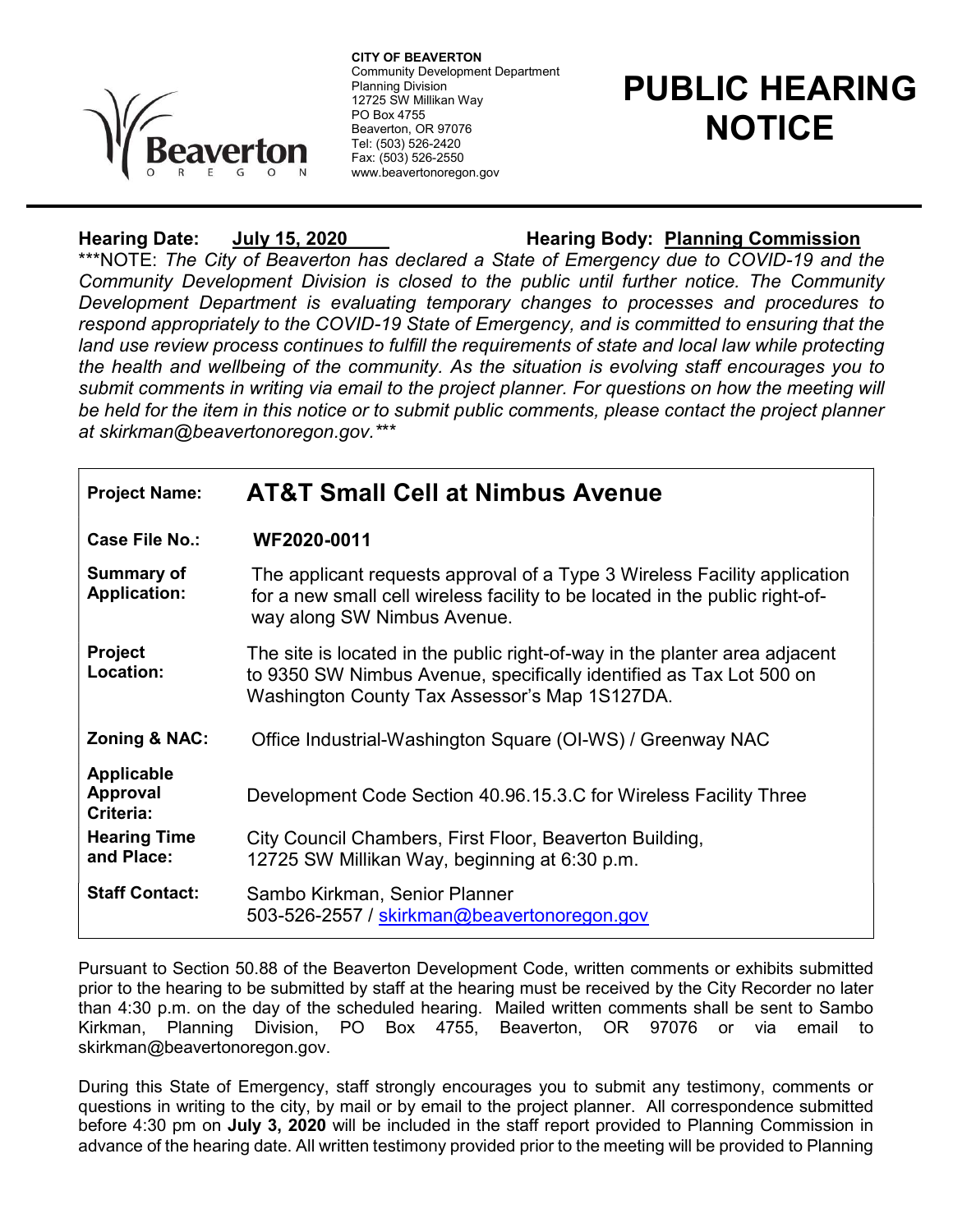CITY OF BEAVERTON
Community Development Department
Planning Division
12725 SW Millikan Way
PO Box 4755
Beaverton, OR 97076
Tel: (503) 526-2420
Fax: (503) 526-2550
www.beavertonoregon.gov

# PUBLIC HEARING NOTICE

**Hearing Date:** **July 15, 2020** **Hearing Body:** **Planning Commission**

***NOTE: *The City of Beaverton has declared a State of Emergency due to COVID-19 and the Community Development Division is closed to the public until further notice. The Community Development Department is evaluating temporary changes to processes and procedures to respond appropriately to the COVID-19 State of Emergency, and is committed to ensuring that the land use review process continues to fulfill the requirements of state and local law while protecting the health and wellbeing of the community. As the situation is evolving staff encourages you to submit comments in writing via email to the project planner. For questions on how the meeting will be held for the item in this notice or to submit public comments, please contact the project planner at skirkman@beavertonoregon.gov.****

| | |
|---|---|
| **Project Name:** | **AT&T Small Cell at Nimbus Avenue** |
| **Case File No.:** | **WF2020-0011** |
| **Summary of Application:** | The applicant requests approval of a Type 3 Wireless Facility application for a new small cell wireless facility to be located in the public right-of-way along SW Nimbus Avenue. |
| **Project Location:** | The site is located in the public right-of-way in the planter area adjacent to 9350 SW Nimbus Avenue, specifically identified as Tax Lot 500 on Washington County Tax Assessor's Map 1S127DA. |
| **Zoning & NAC:** | Office Industrial-Washington Square (OI-WS) / Greenway NAC |
| **Applicable Approval Criteria:** | Development Code Section 40.96.15.3.C for Wireless Facility Three |
| **Hearing Time and Place:** | City Council Chambers, First Floor, Beaverton Building, 12725 SW Millikan Way, beginning at 6:30 p.m. |
| **Staff Contact:** | Sambo Kirkman, Senior Planner<br>503-526-2557 / skirkman@beavertonoregon.gov |

Pursuant to Section 50.88 of the Beaverton Development Code, written comments or exhibits submitted prior to the hearing to be submitted by staff at the hearing must be received by the City Recorder no later than 4:30 p.m. on the day of the scheduled hearing. Mailed written comments shall be sent to Sambo Kirkman, Planning Division, PO Box 4755, Beaverton, OR 97076 or via email to skirkman@beavertonoregon.gov.

During this State of Emergency, staff strongly encourages you to submit any testimony, comments or questions in writing to the city, by mail or by email to the project planner. All correspondence submitted before 4:30 pm on **July 3, 2020** will be included in the staff report provided to Planning Commission in advance of the hearing date. All written testimony provided prior to the meeting will be provided to Planning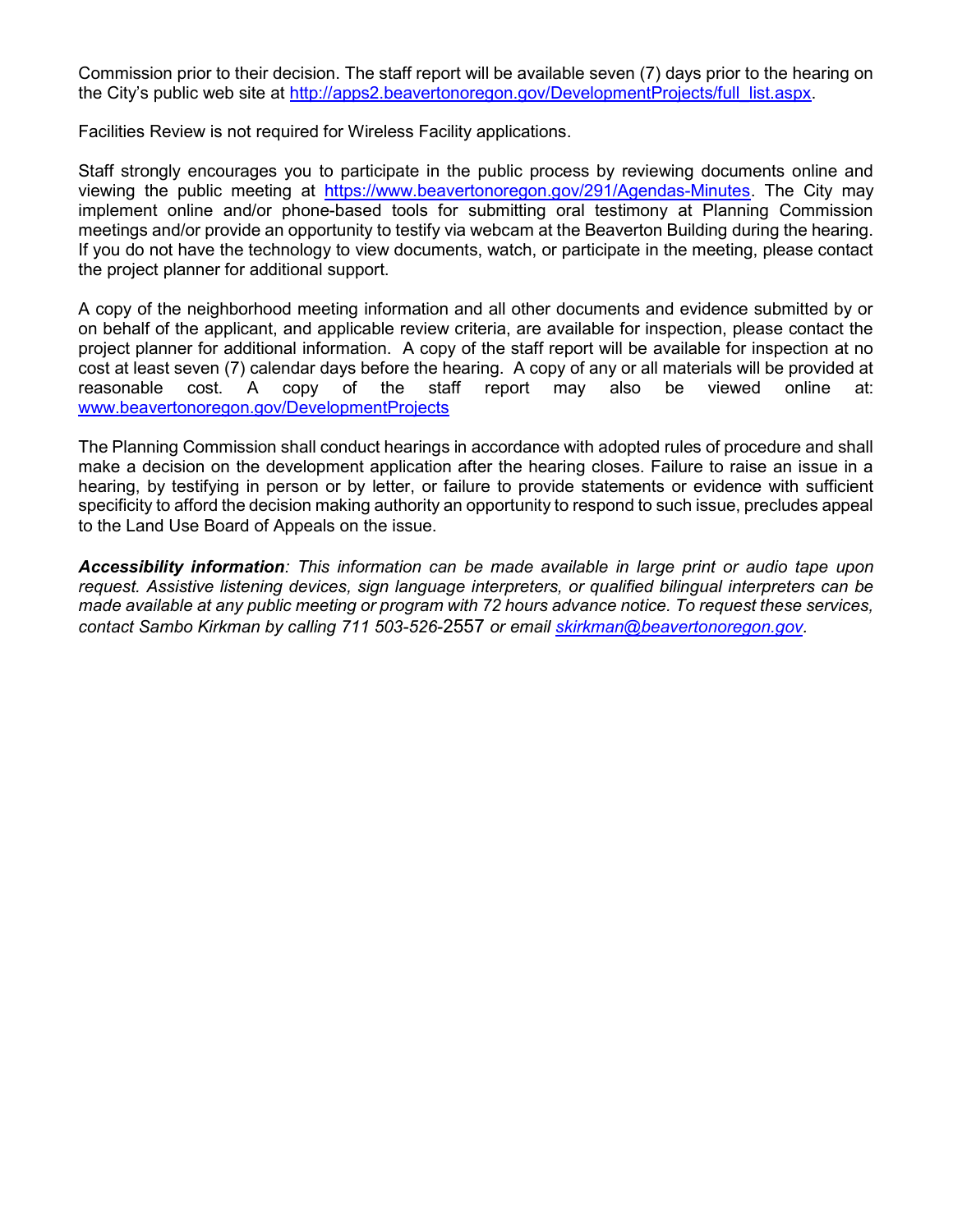Commission prior to their decision. The staff report will be available seven (7) days prior to the hearing on the City's public web site at http://apps2.beavertonoregon.gov/DevelopmentProjects/full_list.aspx.

Facilities Review is not required for Wireless Facility applications.

Staff strongly encourages you to participate in the public process by reviewing documents online and viewing the public meeting at https://www.beavertonoregon.gov/291/Agendas-Minutes. The City may implement online and/or phone-based tools for submitting oral testimony at Planning Commission meetings and/or provide an opportunity to testify via webcam at the Beaverton Building during the hearing. If you do not have the technology to view documents, watch, or participate in the meeting, please contact the project planner for additional support.

A copy of the neighborhood meeting information and all other documents and evidence submitted by or on behalf of the applicant, and applicable review criteria, are available for inspection, please contact the project planner for additional information. A copy of the staff report will be available for inspection at no cost at least seven (7) calendar days before the hearing. A copy of any or all materials will be provided at reasonable cost. A copy of the staff report may also be viewed online at: www.beavertonoregon.gov/DevelopmentProjects

The Planning Commission shall conduct hearings in accordance with adopted rules of procedure and shall make a decision on the development application after the hearing closes. Failure to raise an issue in a hearing, by testifying in person or by letter, or failure to provide statements or evidence with sufficient specificity to afford the decision making authority an opportunity to respond to such issue, precludes appeal to the Land Use Board of Appeals on the issue.

***Accessibility information****: This information can be made available in large print or audio tape upon request. Assistive listening devices, sign language interpreters, or qualified bilingual interpreters can be made available at any public meeting or program with 72 hours advance notice. To request these services, contact Sambo Kirkman by calling 711 503-526-2557 or email skirkman@beavertonoregon.gov.*